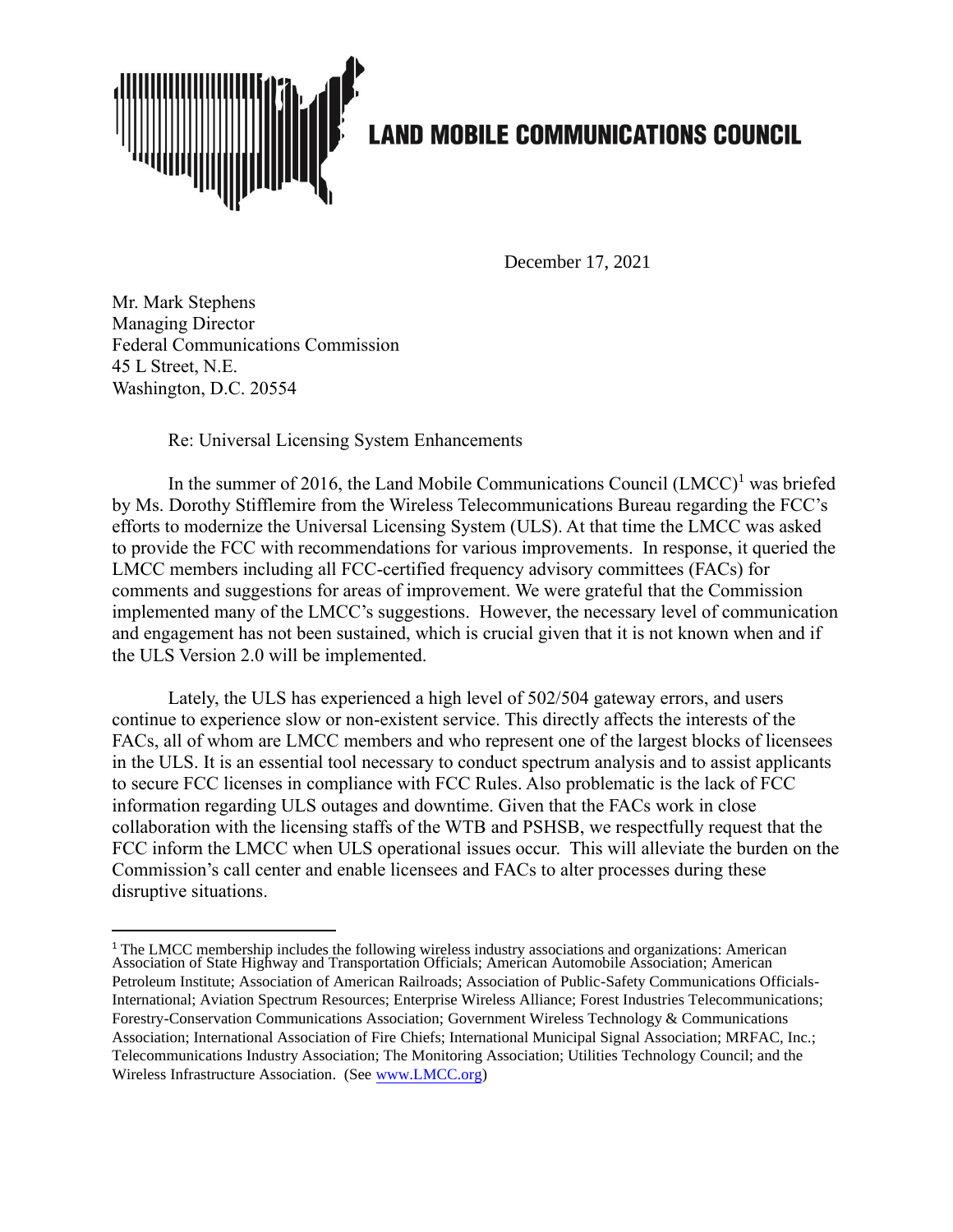# LAND MOBILE COMMUNICATIONS COUNCIL

December 17, 2021

Mr. Mark Stephens
Managing Director
Federal Communications Commission
45 L Street, N.E.
Washington, D.C. 20554

Re: Universal Licensing System Enhancements

In the summer of 2016, the Land Mobile Communications Council (LMCC)[1] was briefed by Ms. Dorothy Stifflemire from the Wireless Telecommunications Bureau regarding the FCC's efforts to modernize the Universal Licensing System (ULS). At that time the LMCC was asked to provide the FCC with recommendations for various improvements. In response, it queried the LMCC members including all FCC-certified frequency advisory committees (FACs) for comments and suggestions for areas of improvement. We were grateful that the Commission implemented many of the LMCC's suggestions. However, the necessary level of communication and engagement has not been sustained, which is crucial given that it is not known when and if the ULS Version 2.0 will be implemented.

Lately, the ULS has experienced a high level of 502/504 gateway errors, and users continue to experience slow or non-existent service. This directly affects the interests of the FACs, all of whom are LMCC members and who represent one of the largest blocks of licensees in the ULS. It is an essential tool necessary to conduct spectrum analysis and to assist applicants to secure FCC licenses in compliance with FCC Rules. Also problematic is the lack of FCC information regarding ULS outages and downtime. Given that the FACs work in close collaboration with the licensing staffs of the WTB and PSHSB, we respectfully request that the FCC inform the LMCC when ULS operational issues occur. This will alleviate the burden on the Commission's call center and enable licensees and FACs to alter processes during these disruptive situations.

---

[1] The LMCC membership includes the following wireless industry associations and organizations: American Association of State Highway and Transportation Officials; American Automobile Association; American Petroleum Institute; Association of American Railroads; Association of Public-Safety Communications Officials-International; Aviation Spectrum Resources; Enterprise Wireless Alliance; Forest Industries Telecommunications; Forestry-Conservation Communications Association; Government Wireless Technology & Communications Association; International Association of Fire Chiefs; International Municipal Signal Association; MRFAC, Inc.; Telecommunications Industry Association; The Monitoring Association; Utilities Technology Council; and the Wireless Infrastructure Association. (See www.LMCC.org)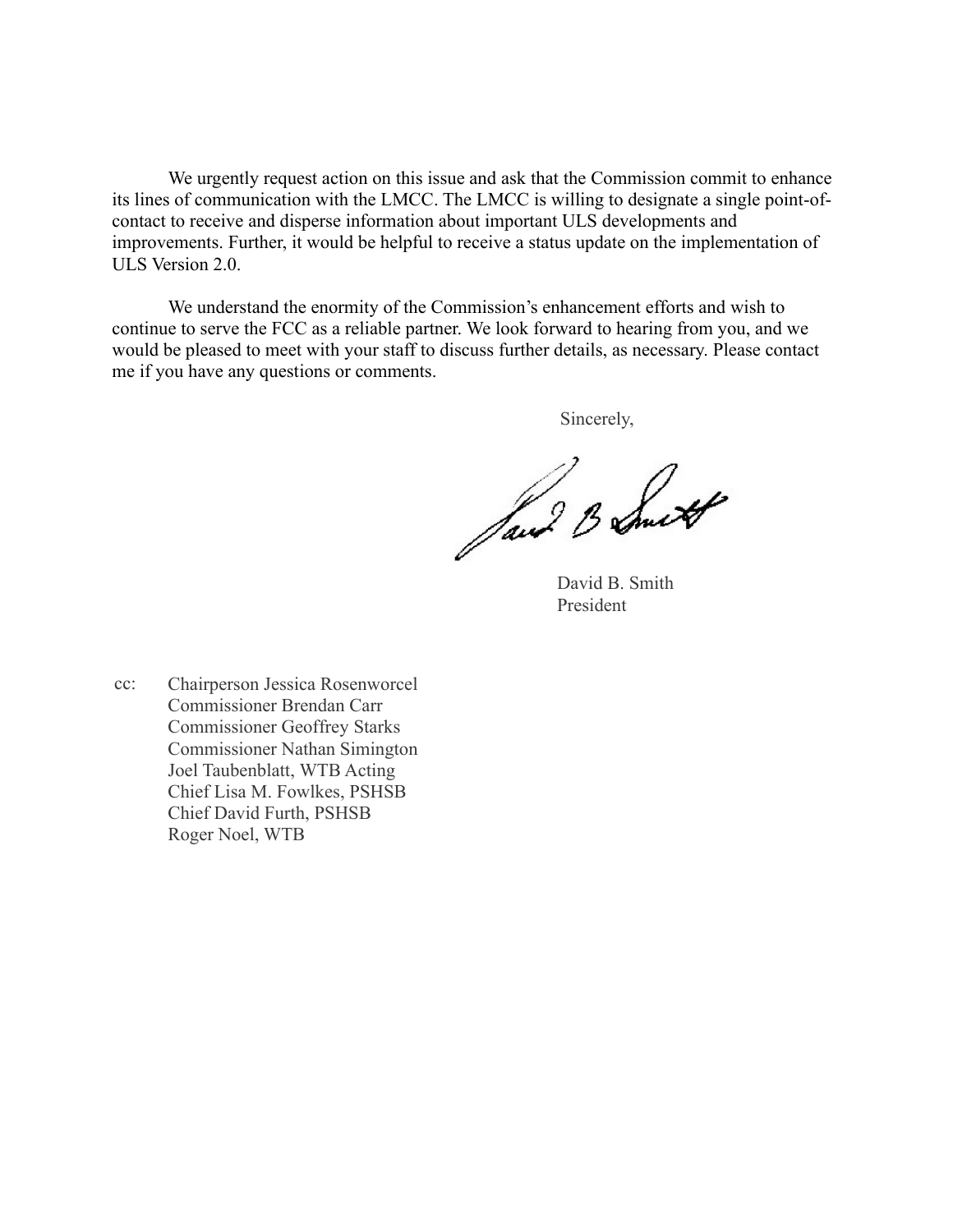We urgently request action on this issue and ask that the Commission commit to enhance its lines of communication with the LMCC. The LMCC is willing to designate a single point-of-contact to receive and disperse information about important ULS developments and improvements. Further, it would be helpful to receive a status update on the implementation of ULS Version 2.0.

We understand the enormity of the Commission's enhancement efforts and wish to continue to serve the FCC as a reliable partner. We look forward to hearing from you, and we would be pleased to meet with your staff to discuss further details, as necessary. Please contact me if you have any questions or comments.

Sincerely,

David B. Smith
President

cc: Chairperson Jessica Rosenworcel
Commissioner Brendan Carr
Commissioner Geoffrey Starks
Commissioner Nathan Simington
Joel Taubenblatt, WTB Acting
Chief Lisa M. Fowlkes, PSHSB
Chief David Furth, PSHSB
Roger Noel, WTB